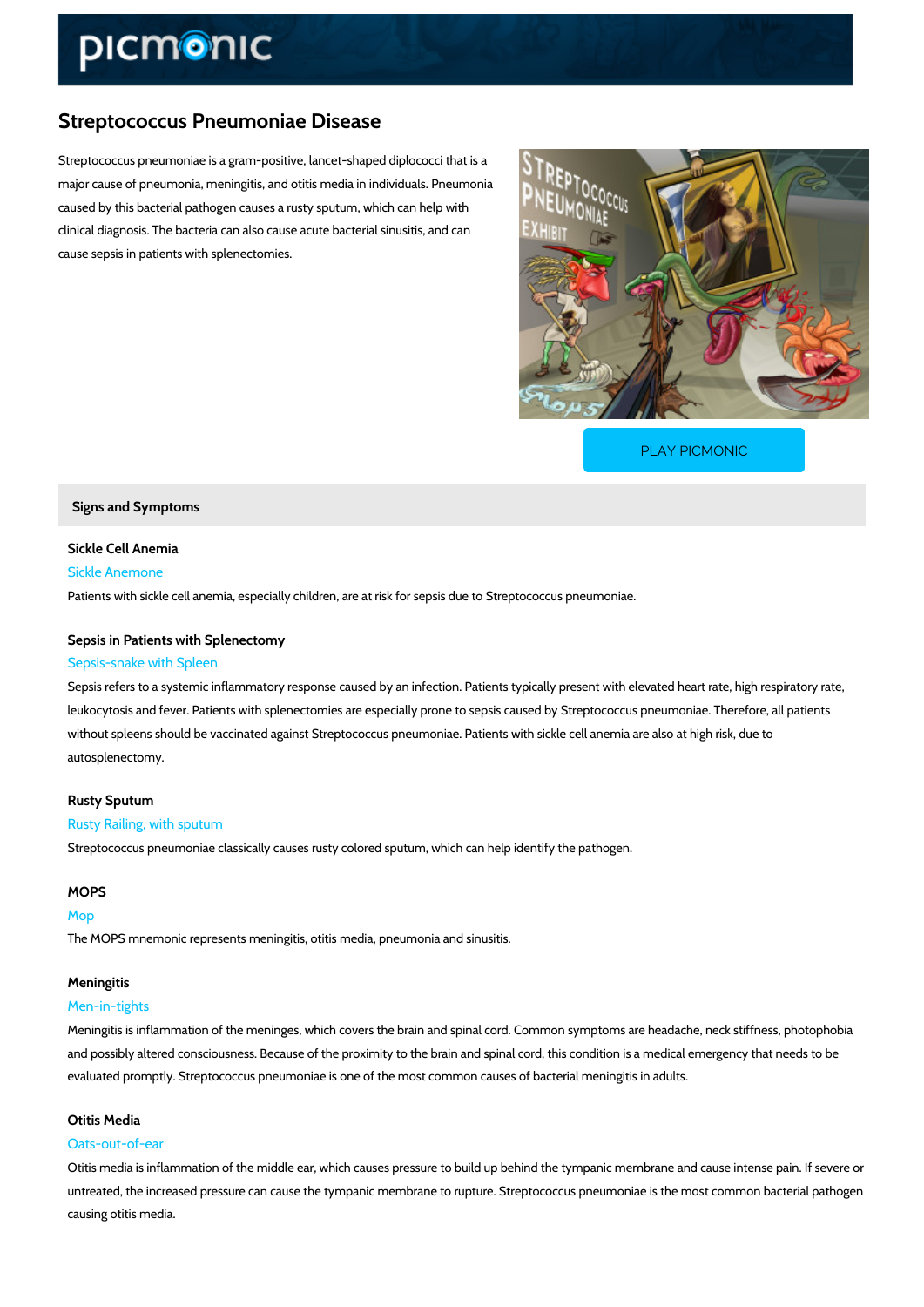# Streptococcus Pneumoniae Disease

Streptococcus pneumoniae is a gram-positive, lancet-shaped diplococci that is a major cause of pneumonia, meningitis, and otitis media in individuals. Pneumonia caused by this bacterial pathogen causes a rusty sputum, which can help with clinical diagnosis. The bacteria can also cause acute bacterial sinusitis, and can cause sepsis in patients with splenectomies.

PLAY PICMONIC

## Signs and Symptoms

### Sickle Cell Anemia

Sickle Anemone

Patients with sickle cell anemia, especially children, are at risk for sepsis due to Streptococcus pneumoniae.

### Sepsis in Patients with Splenectomy

Sepsis-snake with Spleen

Sepsis refers to a systemic inflammatory response caused by an infection. Patients typically present with elevated heart rate, high respiratory rate, leukocytosis and fever. Patients with splenectomies are especially prone to sepsis caused by Streptococcus pneumoniae. Therefore, all patients without spleens should be vaccinated against Streptococcus pneumoniae. Patients with sickle cell anemia are also at high risk, due to autosplenectomy.

### Rusty Sputum

Rusty Railing, with sputum

Streptococcus pneumoniae classically causes rusty colored sputum, which can help identify the pathogen.

### MOPS

Mop

The MOPS mnemonic represents meningitis, otitis media, pneumonia and sinusitis.

### Meningitis

Men-in-tights

Meningitis is inflammation of the meninges, which covers the brain and spinal cord. Common symptoms are headache, neck stiffness, photophobia and possibly altered consciousness. Because of the proximity to the brain and spinal cord, this condition is a medical emergency that needs to be evaluated promptly. Streptococcus pneumoniae is one of the most common causes of bacterial meningitis in adults.

### Otitis Media

Oats-out-of-ear

Otitis media is inflammation of the middle ear, which causes pressure to build up behind the tympanic membrane and cause intense pain. If severe or untreated, the increased pressure can cause the tympanic membrane to rupture. Streptococcus pneumoniae is the most common bacterial pathogen causing otitis media.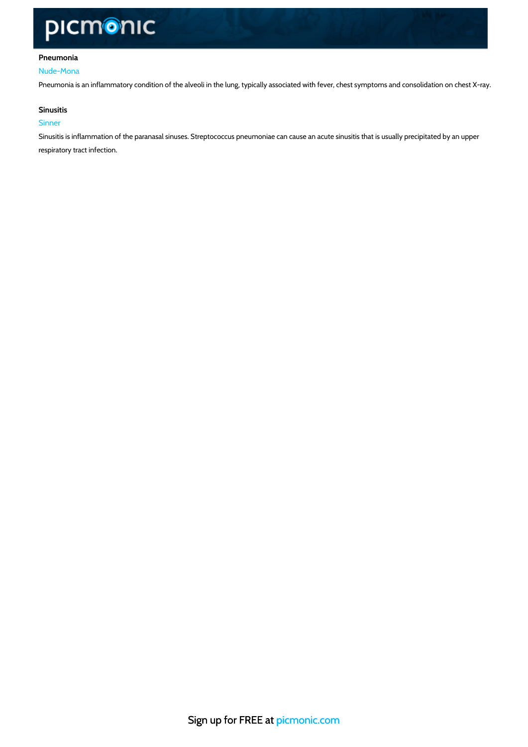**Pneumonia**

Nude-Mona

Pneumonia is an inflammatory condition of the alveoli in the lung, typically associated with fever, chest symptoms and consolidation on chest X-ray.

**Sinusitis**

Sinner

Sinusitis is inflammation of the paranasal sinuses. Streptococcus pneumoniae can cause an acute sinusitis that is usually precipitated by an upper respiratory tract infection.